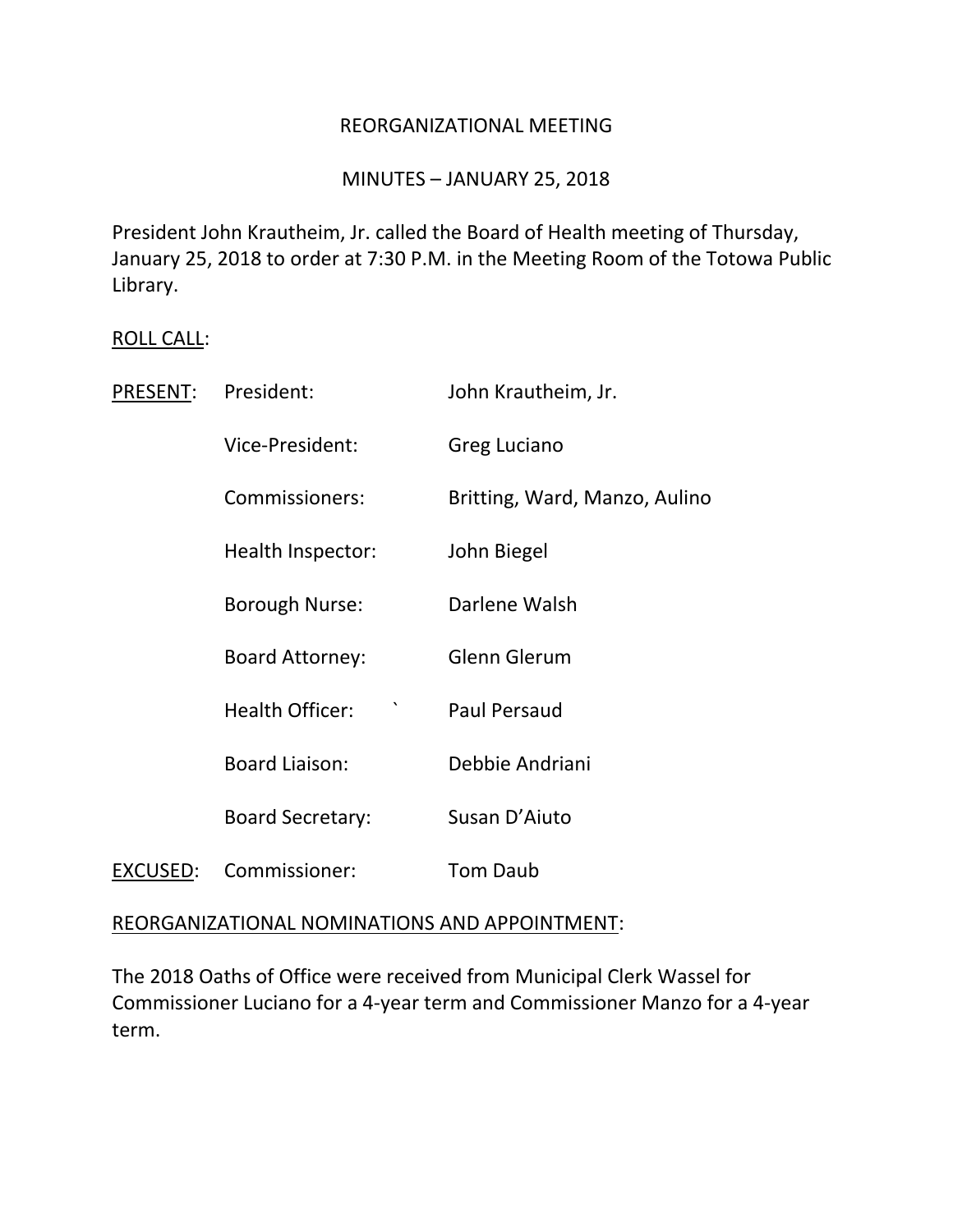# REORGANIZATIONAL MEETING

## MINUTES – JANUARY 25, 2018

President John Krautheim, Jr. called the Board of Health meeting of Thursday, January 25, 2018 to order at 7:30 P.M. in the Meeting Room of the Totowa Public Library.

ROLL CALL:

| | | |
|---|---|---|
| PRESENT: | President: | John Krautheim, Jr. |
| | Vice-President: | Greg Luciano |
| | Commissioners: | Britting, Ward, Manzo, Aulino |
| | Health Inspector: | John Biegel |
| | Borough Nurse: | Darlene Walsh |
| | Board Attorney: | Glenn Glerum |
| | Health Officer: ` | Paul Persaud |
| | Board Liaison: | Debbie Andriani |
| | Board Secretary: | Susan D'Aiuto |
| EXCUSED: | Commissioner: | Tom Daub |

REORGANIZATIONAL NOMINATIONS AND APPOINTMENT:

The 2018 Oaths of Office were received from Municipal Clerk Wassel for Commissioner Luciano for a 4-year term and Commissioner Manzo for a 4-year term.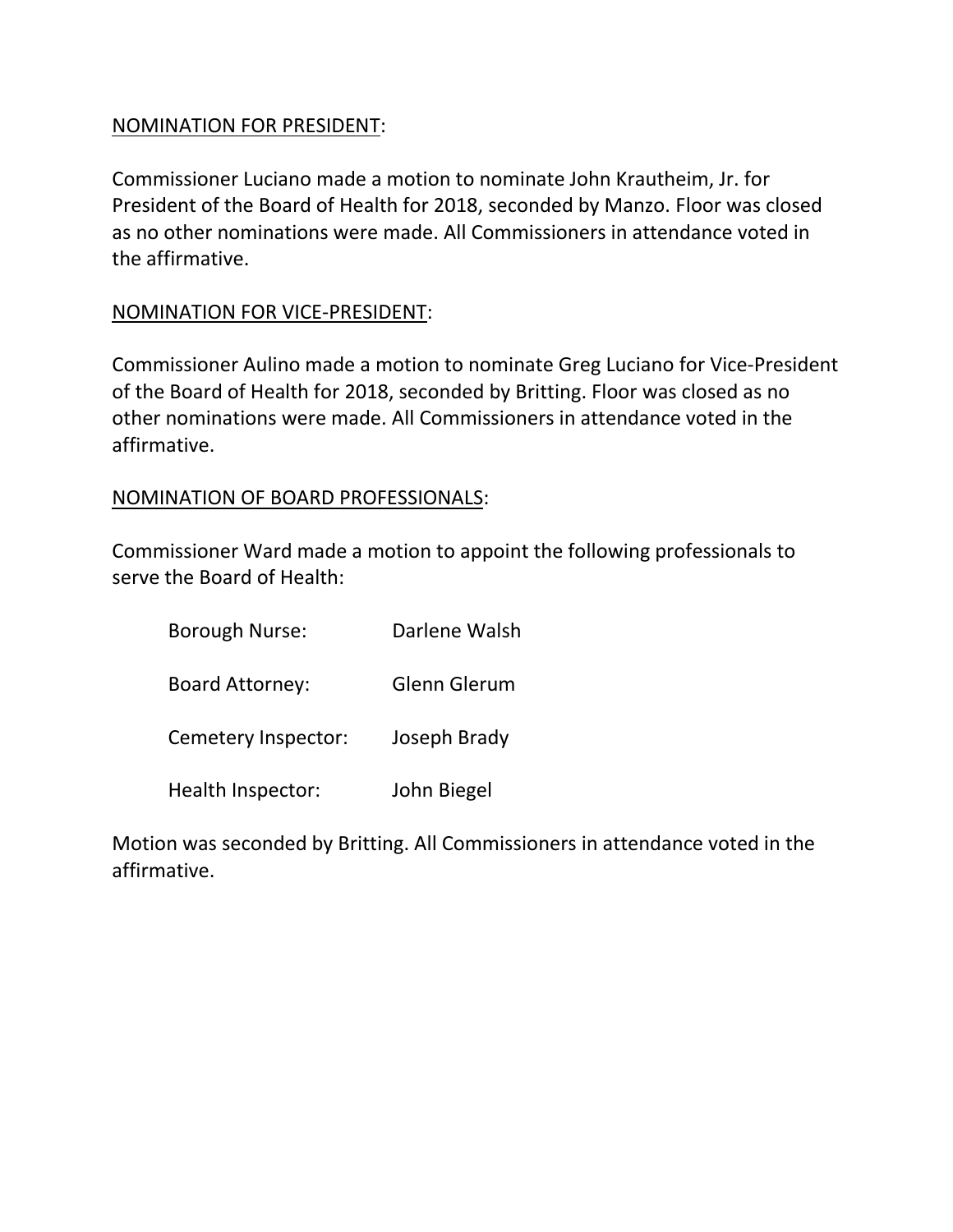<u>NOMINATION FOR PRESIDENT</u>:

Commissioner Luciano made a motion to nominate John Krautheim, Jr. for President of the Board of Health for 2018, seconded by Manzo. Floor was closed as no other nominations were made. All Commissioners in attendance voted in the affirmative.

<u>NOMINATION FOR VICE-PRESIDENT</u>:

Commissioner Aulino made a motion to nominate Greg Luciano for Vice-President of the Board of Health for 2018, seconded by Britting. Floor was closed as no other nominations were made. All Commissioners in attendance voted in the affirmative.

<u>NOMINATION OF BOARD PROFESSIONALS</u>:

Commissioner Ward made a motion to appoint the following professionals to serve the Board of Health:

| | |
|---|---|
| Borough Nurse: | Darlene Walsh |
| Board Attorney: | Glenn Glerum |
| Cemetery Inspector: | Joseph Brady |
| Health Inspector: | John Biegel |

Motion was seconded by Britting. All Commissioners in attendance voted in the affirmative.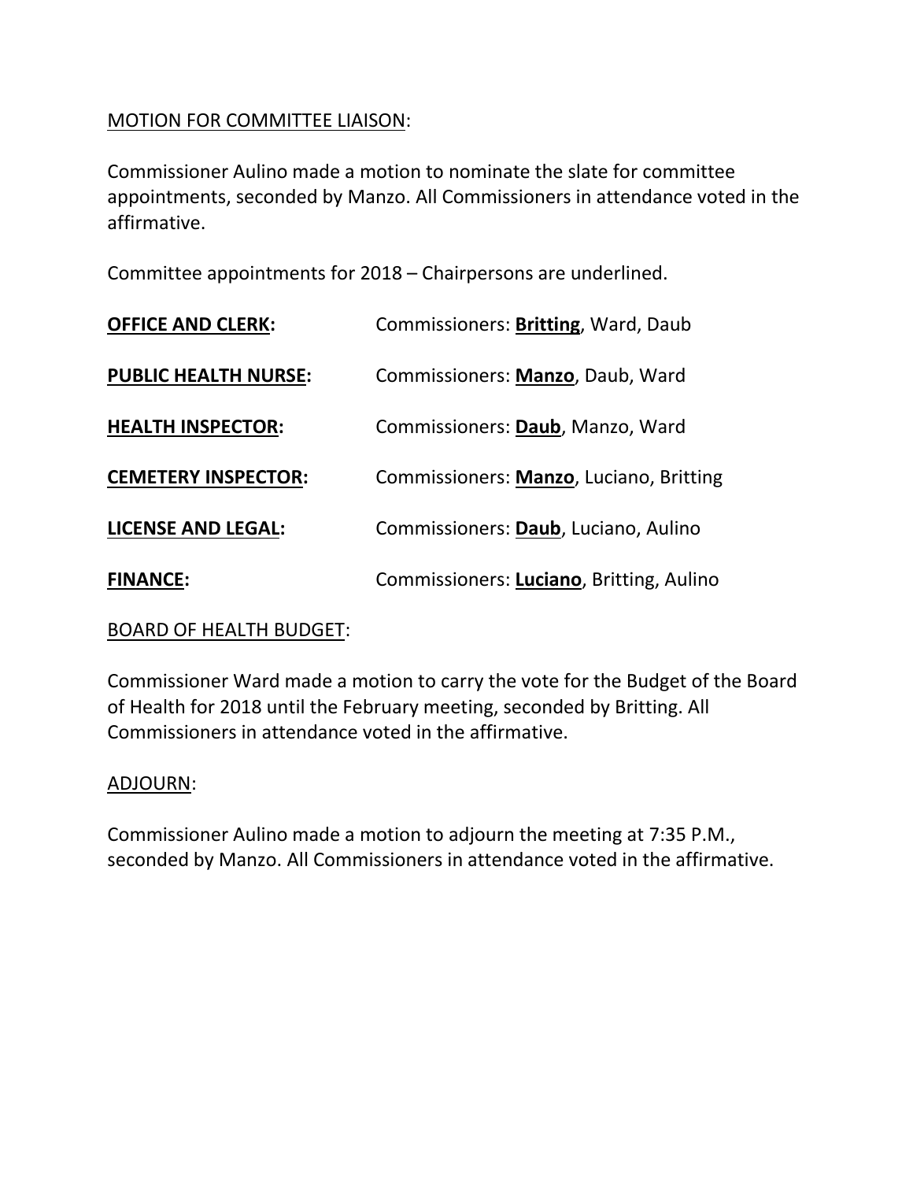MOTION FOR COMMITTEE LIAISON:

Commissioner Aulino made a motion to nominate the slate for committee appointments, seconded by Manzo. All Commissioners in attendance voted in the affirmative.

Committee appointments for 2018 – Chairpersons are underlined.

| | |
|---|---|
| **OFFICE AND CLERK:** | Commissioners: **Britting**, Ward, Daub |
| **PUBLIC HEALTH NURSE:** | Commissioners: **Manzo**, Daub, Ward |
| **HEALTH INSPECTOR:** | Commissioners: **Daub**, Manzo, Ward |
| **CEMETERY INSPECTOR:** | Commissioners: **Manzo**, Luciano, Britting |
| **LICENSE AND LEGAL:** | Commissioners: **Daub**, Luciano, Aulino |
| **FINANCE:** | Commissioners: **Luciano**, Britting, Aulino |

BOARD OF HEALTH BUDGET:

Commissioner Ward made a motion to carry the vote for the Budget of the Board of Health for 2018 until the February meeting, seconded by Britting. All Commissioners in attendance voted in the affirmative.

ADJOURN:

Commissioner Aulino made a motion to adjourn the meeting at 7:35 P.M., seconded by Manzo. All Commissioners in attendance voted in the affirmative.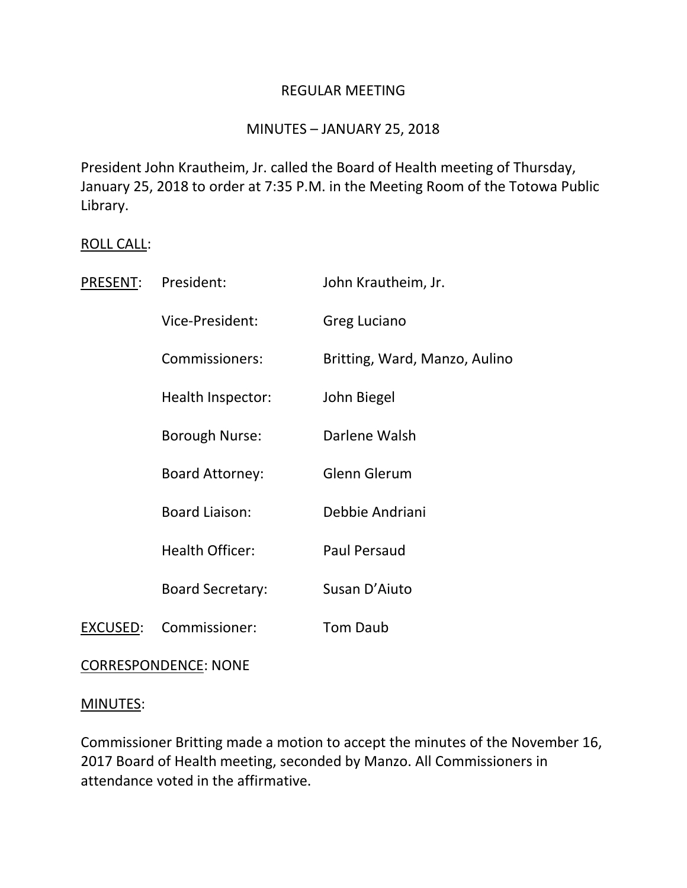REGULAR MEETING

MINUTES – JANUARY 25, 2018

President John Krautheim, Jr. called the Board of Health meeting of Thursday, January 25, 2018 to order at 7:35 P.M. in the Meeting Room of the Totowa Public Library.

ROLL CALL:

| PRESENT: | President: | John Krautheim, Jr. |
|---|---|---|
| | Vice-President: | Greg Luciano |
| | Commissioners: | Britting, Ward, Manzo, Aulino |
| | Health Inspector: | John Biegel |
| | Borough Nurse: | Darlene Walsh |
| | Board Attorney: | Glenn Glerum |
| | Board Liaison: | Debbie Andriani |
| | Health Officer: | Paul Persaud |
| | Board Secretary: | Susan D'Aiuto |
| EXCUSED: | Commissioner: | Tom Daub |

CORRESPONDENCE: NONE

MINUTES:

Commissioner Britting made a motion to accept the minutes of the November 16, 2017 Board of Health meeting, seconded by Manzo. All Commissioners in attendance voted in the affirmative.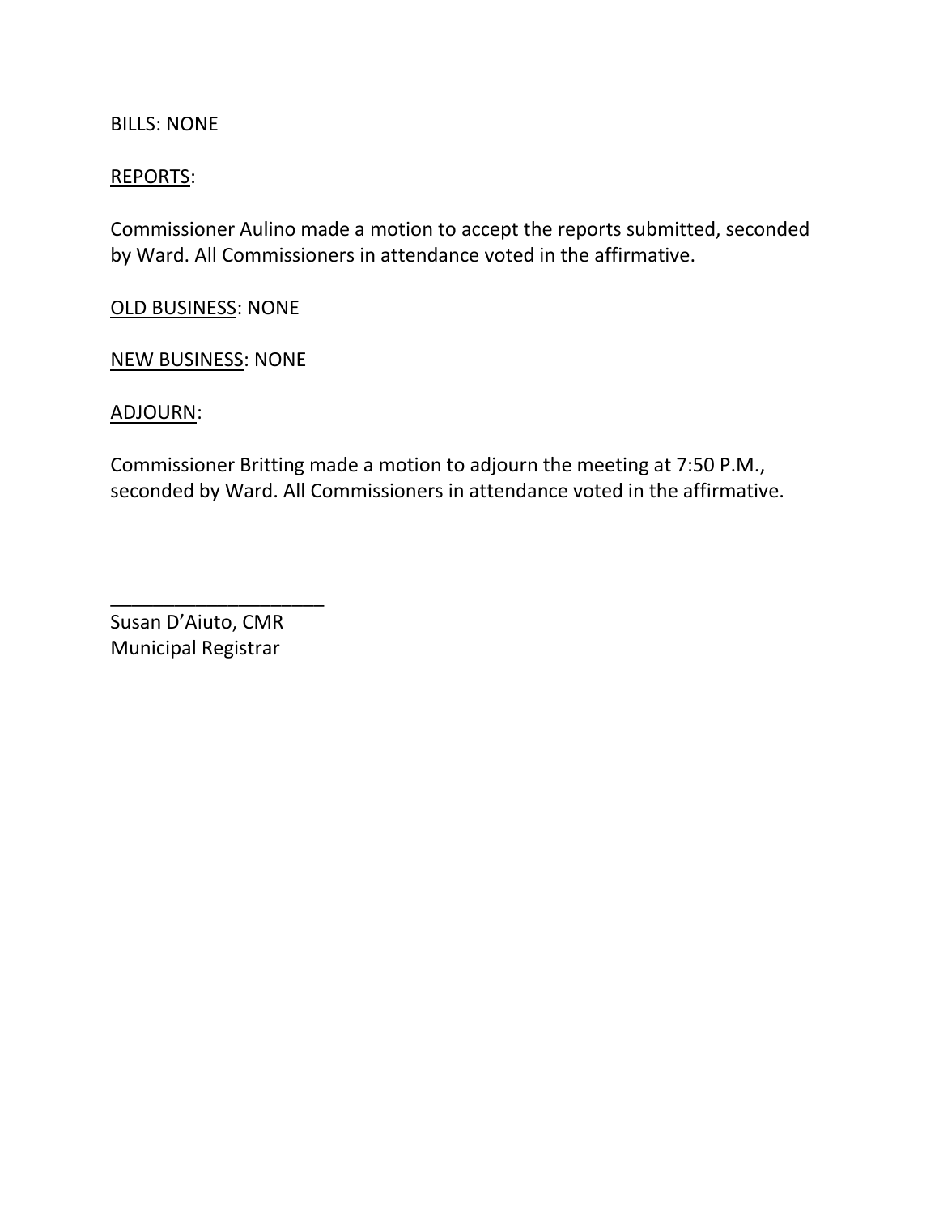BILLS: NONE

REPORTS:

Commissioner Aulino made a motion to accept the reports submitted, seconded by Ward. All Commissioners in attendance voted in the affirmative.

OLD BUSINESS: NONE

NEW BUSINESS: NONE

ADJOURN:

Commissioner Britting made a motion to adjourn the meeting at 7:50 P.M., seconded by Ward. All Commissioners in attendance voted in the affirmative.

____________________
Susan D'Aiuto, CMR
Municipal Registrar